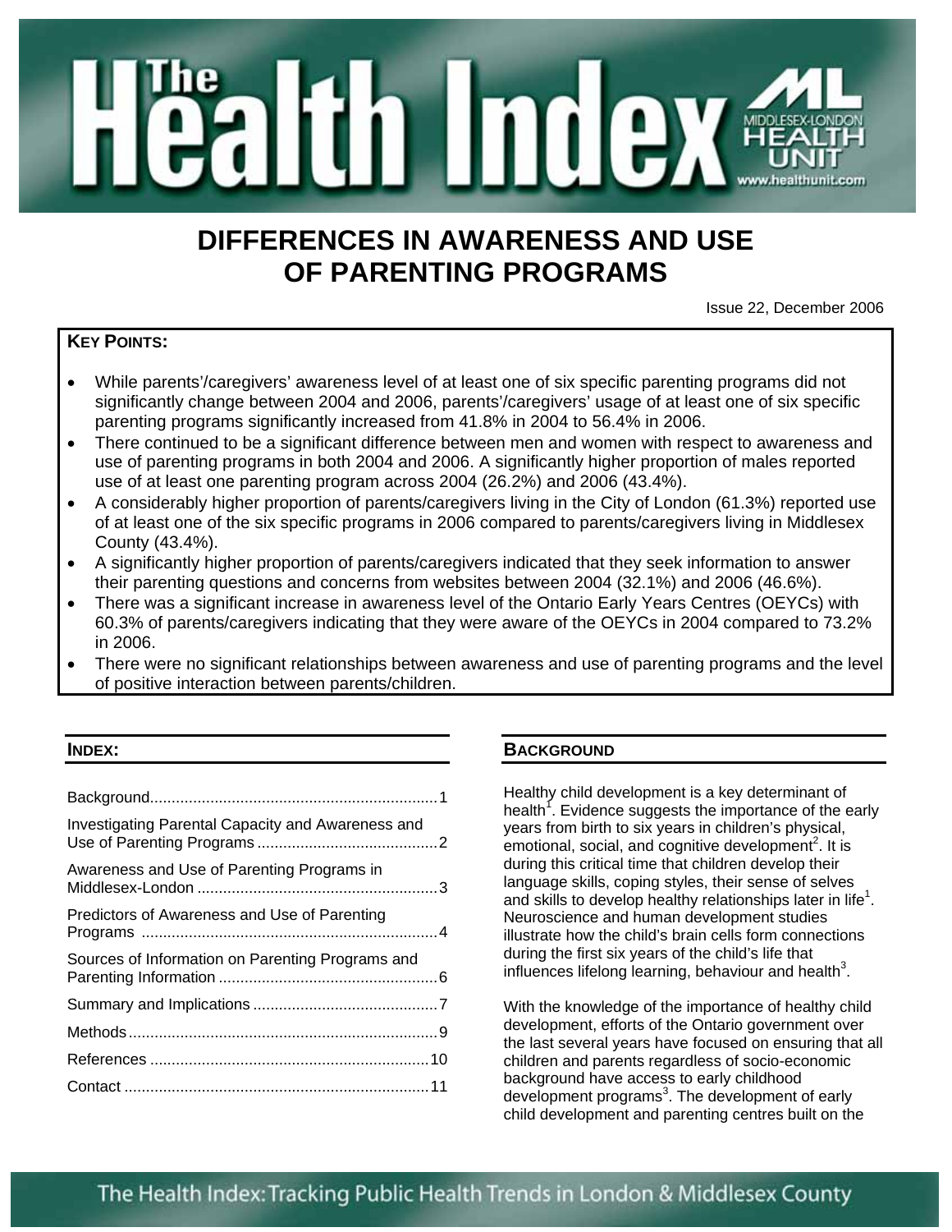# The Health Index

MIDDLESEX-LONDON HEALTH UNIT
www.healthunit.com

## DIFFERENCES IN AWARENESS AND USE OF PARENTING PROGRAMS

Issue 22, December 2006

**KEY POINTS:**

- While parents'/caregivers' awareness level of at least one of six specific parenting programs did not significantly change between 2004 and 2006, parents'/caregivers' usage of at least one of six specific parenting programs significantly increased from 41.8% in 2004 to 56.4% in 2006.
- There continued to be a significant difference between men and women with respect to awareness and use of parenting programs in both 2004 and 2006. A significantly higher proportion of males reported use of at least one parenting program across 2004 (26.2%) and 2006 (43.4%).
- A considerably higher proportion of parents/caregivers living in the City of London (61.3%) reported use of at least one of the six specific programs in 2006 compared to parents/caregivers living in Middlesex County (43.4%).
- A significantly higher proportion of parents/caregivers indicated that they seek information to answer their parenting questions and concerns from websites between 2004 (32.1%) and 2006 (46.6%).
- There was a significant increase in awareness level of the Ontario Early Years Centres (OEYCs) with 60.3% of parents/caregivers indicating that they were aware of the OEYCs in 2004 compared to 73.2% in 2006.
- There were no significant relationships between awareness and use of parenting programs and the level of positive interaction between parents/children.

**INDEX:**

| | |
|---|---|
| Background | 1 |
| Investigating Parental Capacity and Awareness and Use of Parenting Programs | 2 |
| Awareness and Use of Parenting Programs in Middlesex-London | 3 |
| Predictors of Awareness and Use of Parenting Programs | 4 |
| Sources of Information on Parenting Programs and Parenting Information | 6 |
| Summary and Implications | 7 |
| Methods | 9 |
| References | 10 |
| Contact | 11 |

**BACKGROUND**

Healthy child development is a key determinant of health[1]. Evidence suggests the importance of the early years from birth to six years in children's physical, emotional, social, and cognitive development[2]. It is during this critical time that children develop their language skills, coping styles, their sense of selves and skills to develop healthy relationships later in life[1]. Neuroscience and human development studies illustrate how the child's brain cells form connections during the first six years of the child's life that influences lifelong learning, behaviour and health[3].

With the knowledge of the importance of healthy child development, efforts of the Ontario government over the last several years have focused on ensuring that all children and parents regardless of socio-economic background have access to early childhood development programs[3]. The development of early child development and parenting centres built on the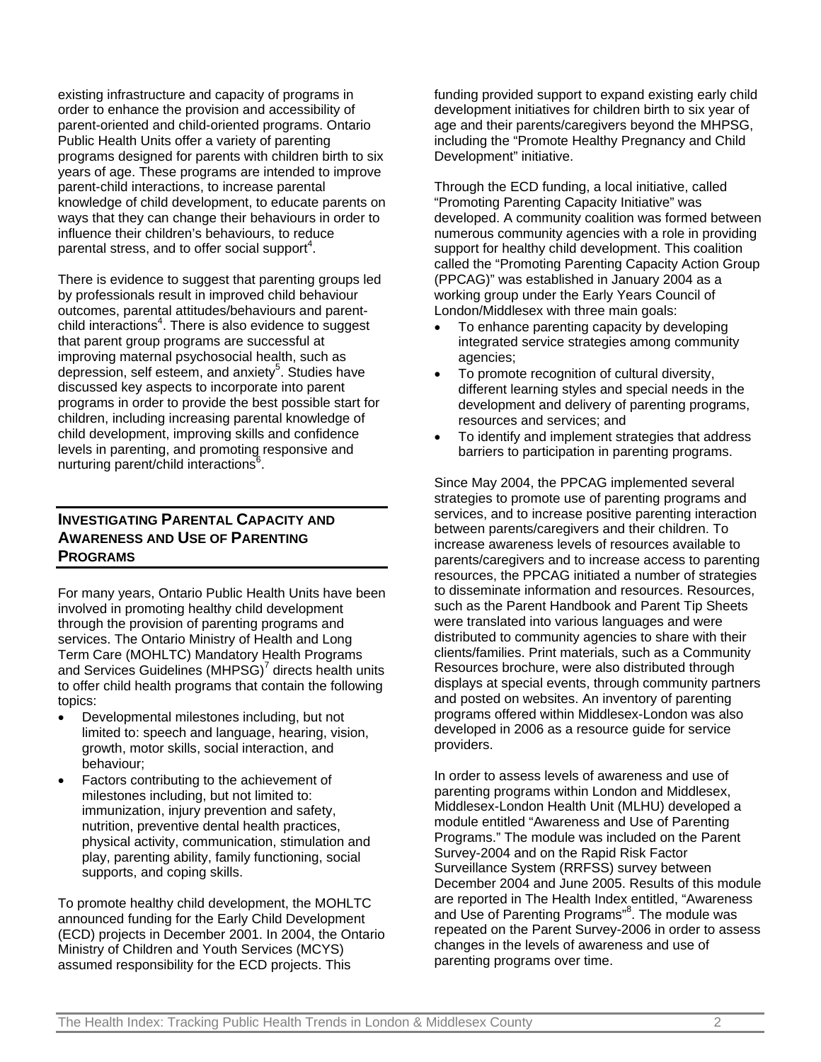existing infrastructure and capacity of programs in order to enhance the provision and accessibility of parent-oriented and child-oriented programs. Ontario Public Health Units offer a variety of parenting programs designed for parents with children birth to six years of age. These programs are intended to improve parent-child interactions, to increase parental knowledge of child development, to educate parents on ways that they can change their behaviours in order to influence their children's behaviours, to reduce parental stress, and to offer social support[4].

There is evidence to suggest that parenting groups led by professionals result in improved child behaviour outcomes, parental attitudes/behaviours and parent-child interactions[4]. There is also evidence to suggest that parent group programs are successful at improving maternal psychosocial health, such as depression, self esteem, and anxiety[5]. Studies have discussed key aspects to incorporate into parent programs in order to provide the best possible start for children, including increasing parental knowledge of child development, improving skills and confidence levels in parenting, and promoting responsive and nurturing parent/child interactions[6].

## Investigating Parental Capacity and Awareness and Use of Parenting Programs

For many years, Ontario Public Health Units have been involved in promoting healthy child development through the provision of parenting programs and services. The Ontario Ministry of Health and Long Term Care (MOHLTC) Mandatory Health Programs and Services Guidelines (MHPSG)[7] directs health units to offer child health programs that contain the following topics:

- Developmental milestones including, but not limited to: speech and language, hearing, vision, growth, motor skills, social interaction, and behaviour;
- Factors contributing to the achievement of milestones including, but not limited to: immunization, injury prevention and safety, nutrition, preventive dental health practices, physical activity, communication, stimulation and play, parenting ability, family functioning, social supports, and coping skills.

To promote healthy child development, the MOHLTC announced funding for the Early Child Development (ECD) projects in December 2001. In 2004, the Ontario Ministry of Children and Youth Services (MCYS) assumed responsibility for the ECD projects. This funding provided support to expand existing early child development initiatives for children birth to six year of age and their parents/caregivers beyond the MHPSG, including the "Promote Healthy Pregnancy and Child Development" initiative.

Through the ECD funding, a local initiative, called "Promoting Parenting Capacity Initiative" was developed. A community coalition was formed between numerous community agencies with a role in providing support for healthy child development. This coalition called the "Promoting Parenting Capacity Action Group (PPCAG)" was established in January 2004 as a working group under the Early Years Council of London/Middlesex with three main goals:

- To enhance parenting capacity by developing integrated service strategies among community agencies;
- To promote recognition of cultural diversity, different learning styles and special needs in the development and delivery of parenting programs, resources and services; and
- To identify and implement strategies that address barriers to participation in parenting programs.

Since May 2004, the PPCAG implemented several strategies to promote use of parenting programs and services, and to increase positive parenting interaction between parents/caregivers and their children. To increase awareness levels of resources available to parents/caregivers and to increase access to parenting resources, the PPCAG initiated a number of strategies to disseminate information and resources. Resources, such as the Parent Handbook and Parent Tip Sheets were translated into various languages and were distributed to community agencies to share with their clients/families. Print materials, such as a Community Resources brochure, were also distributed through displays at special events, through community partners and posted on websites. An inventory of parenting programs offered within Middlesex-London was also developed in 2006 as a resource guide for service providers.

In order to assess levels of awareness and use of parenting programs within London and Middlesex, Middlesex-London Health Unit (MLHU) developed a module entitled "Awareness and Use of Parenting Programs." The module was included on the Parent Survey-2004 and on the Rapid Risk Factor Surveillance System (RRFSS) survey between December 2004 and June 2005. Results of this module are reported in The Health Index entitled, "Awareness and Use of Parenting Programs"[8]. The module was repeated on the Parent Survey-2006 in order to assess changes in the levels of awareness and use of parenting programs over time.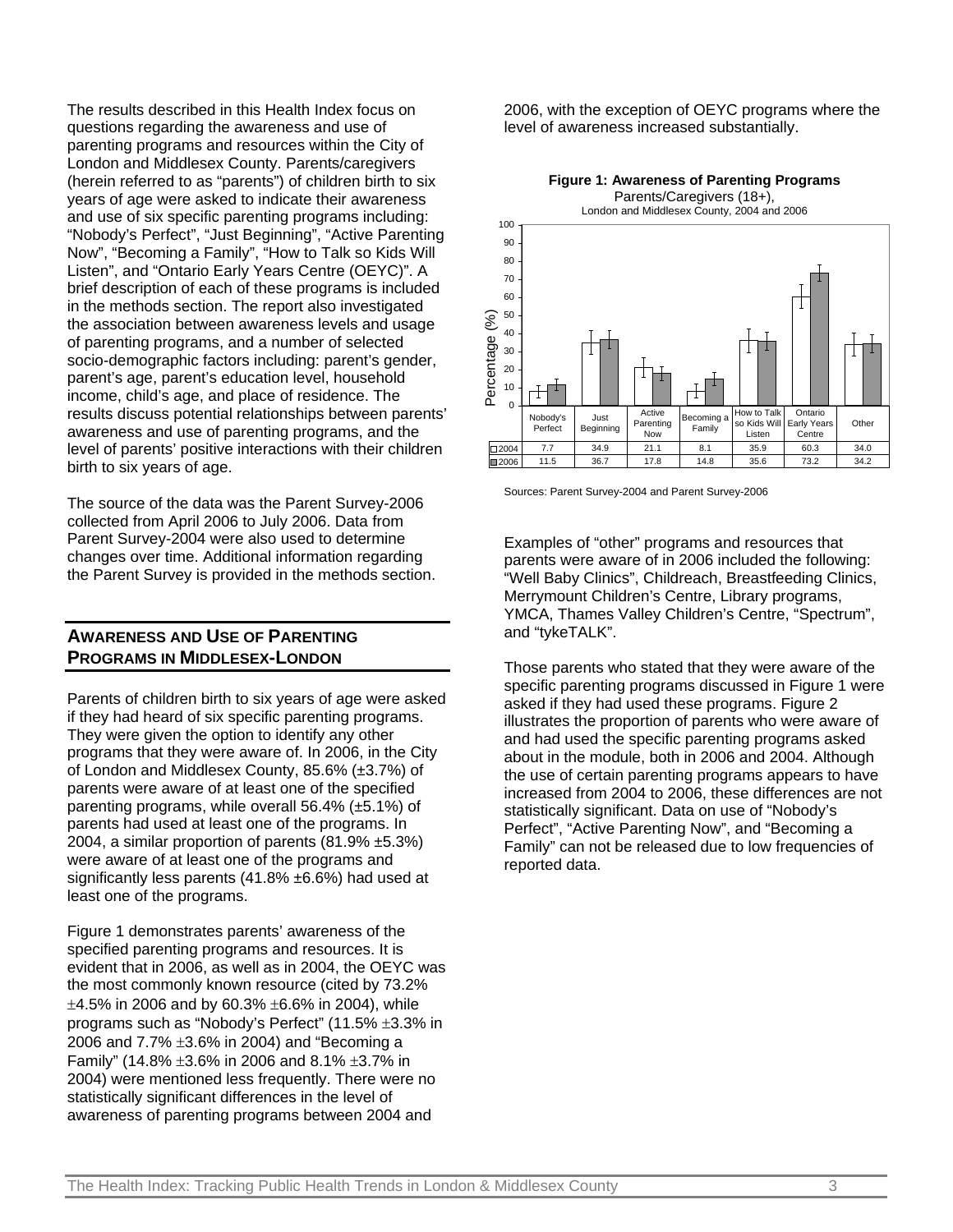The results described in this Health Index focus on questions regarding the awareness and use of parenting programs and resources within the City of London and Middlesex County. Parents/caregivers (herein referred to as "parents") of children birth to six years of age were asked to indicate their awareness and use of six specific parenting programs including: "Nobody's Perfect", "Just Beginning", "Active Parenting Now", "Becoming a Family", "How to Talk so Kids Will Listen", and "Ontario Early Years Centre (OEYC)". A brief description of each of these programs is included in the methods section. The report also investigated the association between awareness levels and usage of parenting programs, and a number of selected socio-demographic factors including: parent's gender, parent's age, parent's education level, household income, child's age, and place of residence. The results discuss potential relationships between parents' awareness and use of parenting programs, and the level of parents' positive interactions with their children birth to six years of age.

The source of the data was the Parent Survey-2006 collected from April 2006 to July 2006. Data from Parent Survey-2004 were also used to determine changes over time. Additional information regarding the Parent Survey is provided in the methods section.

## AWARENESS AND USE OF PARENTING PROGRAMS IN MIDDLESEX-LONDON

Parents of children birth to six years of age were asked if they had heard of six specific parenting programs. They were given the option to identify any other programs that they were aware of. In 2006, in the City of London and Middlesex County, 85.6% (±3.7%) of parents were aware of at least one of the specified parenting programs, while overall 56.4% (±5.1%) of parents had used at least one of the programs. In 2004, a similar proportion of parents (81.9% ±5.3%) were aware of at least one of the programs and significantly less parents (41.8% ±6.6%) had used at least one of the programs.

Figure 1 demonstrates parents' awareness of the specified parenting programs and resources. It is evident that in 2006, as well as in 2004, the OEYC was the most commonly known resource (cited by 73.2% ±4.5% in 2006 and by 60.3% ±6.6% in 2004), while programs such as "Nobody's Perfect" (11.5% ±3.3% in 2006 and 7.7% ±3.6% in 2004) and "Becoming a Family" (14.8% ±3.6% in 2006 and 8.1% ±3.7% in 2004) were mentioned less frequently. There were no statistically significant differences in the level of awareness of parenting programs between 2004 and 2006, with the exception of OEYC programs where the level of awareness increased substantially.

**Figure 1: Awareness of Parenting Programs**
Parents/Caregivers (18+),
London and Middlesex County, 2004 and 2006

| | Nobody's Perfect | Just Beginning | Active Parenting Now | Becoming a Family | How to Talk so Kids Will Listen | Ontario Early Years Centre | Other |
|---|---|---|---|---|---|---|---|
| 2004 | 7.7 | 34.9 | 21.1 | 8.1 | 35.9 | 60.3 | 34.0 |
| 2006 | 11.5 | 36.7 | 17.8 | 14.8 | 35.6 | 73.2 | 34.2 |

Sources: Parent Survey-2004 and Parent Survey-2006

Examples of "other" programs and resources that parents were aware of in 2006 included the following: "Well Baby Clinics", Childreach, Breastfeeding Clinics, Merrymount Children's Centre, Library programs, YMCA, Thames Valley Children's Centre, "Spectrum", and "tykeTALK".

Those parents who stated that they were aware of the specific parenting programs discussed in Figure 1 were asked if they had used these programs. Figure 2 illustrates the proportion of parents who were aware of and had used the specific parenting programs asked about in the module, both in 2006 and 2004. Although the use of certain parenting programs appears to have increased from 2004 to 2006, these differences are not statistically significant. Data on use of "Nobody's Perfect", "Active Parenting Now", and "Becoming a Family" can not be released due to low frequencies of reported data.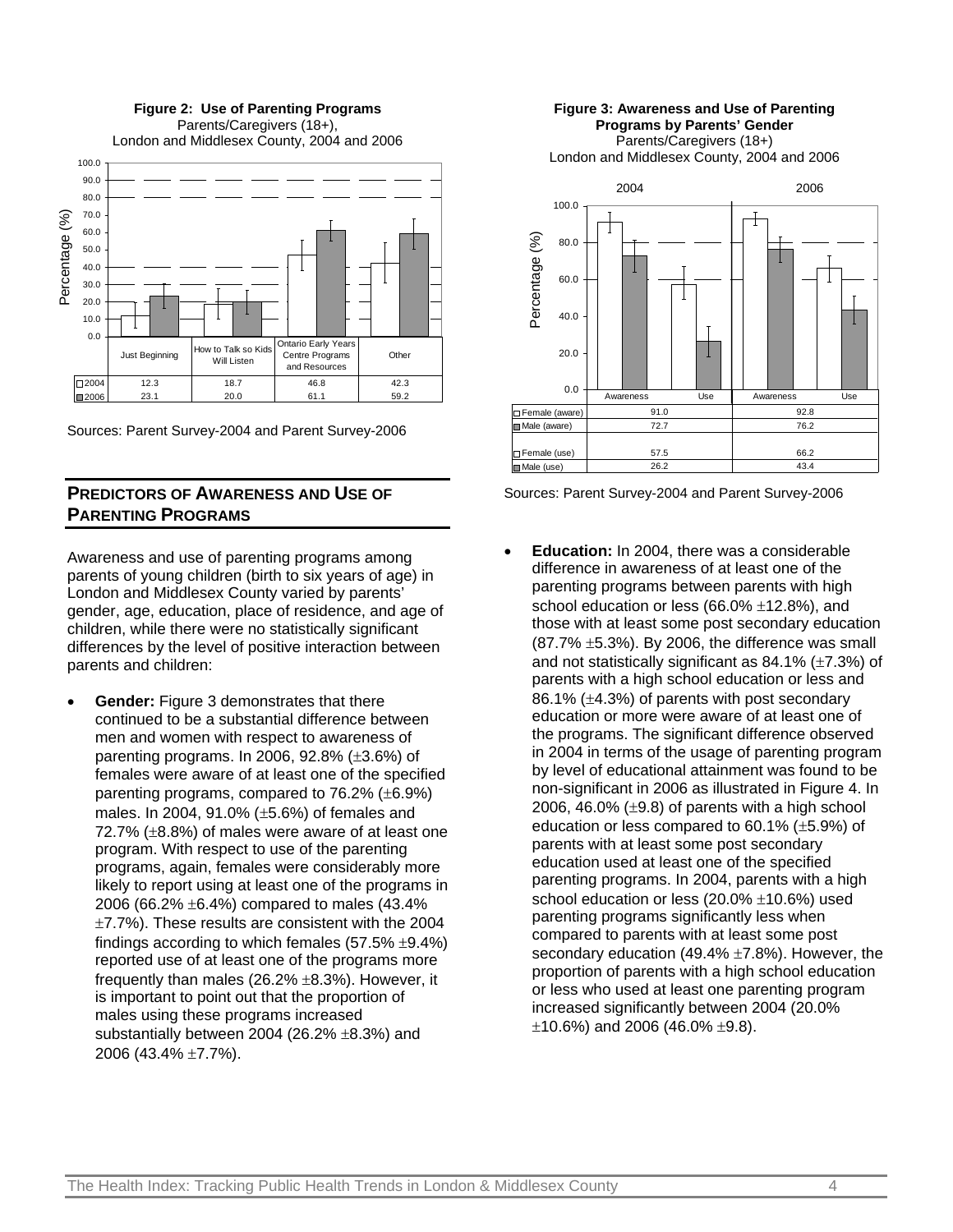**Figure 2: Use of Parenting Programs**
Parents/Caregivers (18+),
London and Middlesex County, 2004 and 2006

| | Just Beginning | How to Talk so Kids Will Listen | Ontario Early Years Centre Programs and Resources | Other |
|---|---|---|---|---|
| 2004 | 12.3 | 18.7 | 46.8 | 42.3 |
| 2006 | 23.1 | 20.0 | 61.1 | 59.2 |

Sources: Parent Survey-2004 and Parent Survey-2006

**Figure 3: Awareness and Use of Parenting Programs by Parents' Gender**
Parents/Caregivers (18+)
London and Middlesex County, 2004 and 2006

| | 2004 | 2006 |
|---|---|---|
| Female (aware) | 91.0 | 92.8 |
| Male (aware) | 72.7 | 76.2 |
| Female (use) | 57.5 | 66.2 |
| Male (use) | 26.2 | 43.4 |

Sources: Parent Survey-2004 and Parent Survey-2006

## PREDICTORS OF AWARENESS AND USE OF PARENTING PROGRAMS

Awareness and use of parenting programs among parents of young children (birth to six years of age) in London and Middlesex County varied by parents' gender, age, education, place of residence, and age of children, while there were no statistically significant differences by the level of positive interaction between parents and children:

- **Gender:** Figure 3 demonstrates that there continued to be a substantial difference between men and women with respect to awareness of parenting programs. In 2006, 92.8% (±3.6%) of females were aware of at least one of the specified parenting programs, compared to 76.2% (±6.9%) males. In 2004, 91.0% (±5.6%) of females and 72.7% (±8.8%) of males were aware of at least one program. With respect to use of the parenting programs, again, females were considerably more likely to report using at least one of the programs in 2006 (66.2% ±6.4%) compared to males (43.4% ±7.7%). These results are consistent with the 2004 findings according to which females (57.5% ±9.4%) reported use of at least one of the programs more frequently than males (26.2% ±8.3%). However, it is important to point out that the proportion of males using these programs increased substantially between 2004 (26.2% ±8.3%) and 2006 (43.4% ±7.7%).

- **Education:** In 2004, there was a considerable difference in awareness of at least one of the parenting programs between parents with high school education or less (66.0% ±12.8%), and those with at least some post secondary education (87.7% ±5.3%). By 2006, the difference was small and not statistically significant as 84.1% (±7.3%) of parents with a high school education or less and 86.1% (±4.3%) of parents with post secondary education or more were aware of at least one of the programs. The significant difference observed in 2004 in terms of the usage of parenting program by level of educational attainment was found to be non-significant in 2006 as illustrated in Figure 4. In 2006, 46.0% (±9.8) of parents with a high school education or less compared to 60.1% (±5.9%) of parents with at least some post secondary education used at least one of the specified parenting programs. In 2004, parents with a high school education or less (20.0% ±10.6%) used parenting programs significantly less when compared to parents with at least some post secondary education (49.4% ±7.8%). However, the proportion of parents with a high school education or less who used at least one parenting program increased significantly between 2004 (20.0% ±10.6%) and 2006 (46.0% ±9.8).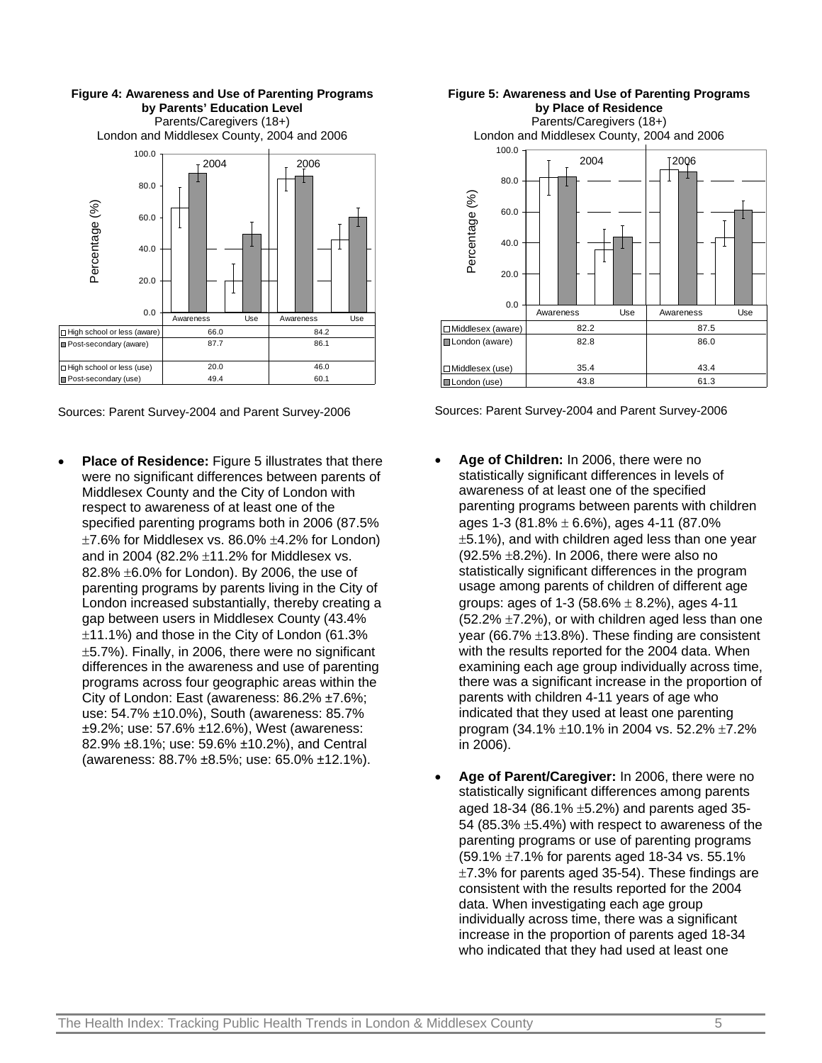**Figure 4: Awareness and Use of Parenting Programs by Parents' Education Level**
Parents/Caregivers (18+)
London and Middlesex County, 2004 and 2006

| | 2004 | 2006 |
|---|---|---|
| High school or less (aware) | 66.0 | 84.2 |
| Post-secondary (aware) | 87.7 | 86.1 |
| High school or less (use) | 20.0 | 46.0 |
| Post-secondary (use) | 49.4 | 60.1 |

Sources: Parent Survey-2004 and Parent Survey-2006

**Figure 5: Awareness and Use of Parenting Programs by Place of Residence**
Parents/Caregivers (18+)
London and Middlesex County, 2004 and 2006

| | 2004 | 2006 |
|---|---|---|
| Middlesex (aware) | 82.2 | 87.5 |
| London (aware) | 82.8 | 86.0 |
| Middlesex (use) | 35.4 | 43.4 |
| London (use) | 43.8 | 61.3 |

Sources: Parent Survey-2004 and Parent Survey-2006

- **Place of Residence:** Figure 5 illustrates that there were no significant differences between parents of Middlesex County and the City of London with respect to awareness of at least one of the specified parenting programs both in 2006 (87.5% ±7.6% for Middlesex vs. 86.0% ±4.2% for London) and in 2004 (82.2% ±11.2% for Middlesex vs. 82.8% ±6.0% for London). By 2006, the use of parenting programs by parents living in the City of London increased substantially, thereby creating a gap between users in Middlesex County (43.4% ±11.1%) and those in the City of London (61.3% ±5.7%). Finally, in 2006, there were no significant differences in the awareness and use of parenting programs across four geographic areas within the City of London: East (awareness: 86.2% ±7.6%; use: 54.7% ±10.0%), South (awareness: 85.7% ±9.2%; use: 57.6% ±12.6%), West (awareness: 82.9% ±8.1%; use: 59.6% ±10.2%), and Central (awareness: 88.7% ±8.5%; use: 65.0% ±12.1%).

- **Age of Children:** In 2006, there were no statistically significant differences in levels of awareness of at least one of the specified parenting programs between parents with children ages 1-3 (81.8% ± 6.6%), ages 4-11 (87.0% ±5.1%), and with children aged less than one year (92.5% ±8.2%). In 2006, there were also no statistically significant differences in the program usage among parents of children of different age groups: ages of 1-3 (58.6% ± 8.2%), ages 4-11 (52.2% ±7.2%), or with children aged less than one year (66.7% ±13.8%). These finding are consistent with the results reported for the 2004 data. When examining each age group individually across time, there was a significant increase in the proportion of parents with children 4-11 years of age who indicated that they used at least one parenting program (34.1% ±10.1% in 2004 vs. 52.2% ±7.2% in 2006).

- **Age of Parent/Caregiver:** In 2006, there were no statistically significant differences among parents aged 18-34 (86.1% ±5.2%) and parents aged 35-54 (85.3% ±5.4%) with respect to awareness of the parenting programs or use of parenting programs (59.1% ±7.1% for parents aged 18-34 vs. 55.1% ±7.3% for parents aged 35-54). These findings are consistent with the results reported for the 2004 data. When investigating each age group individually across time, there was a significant increase in the proportion of parents aged 18-34 who indicated that they had used at least one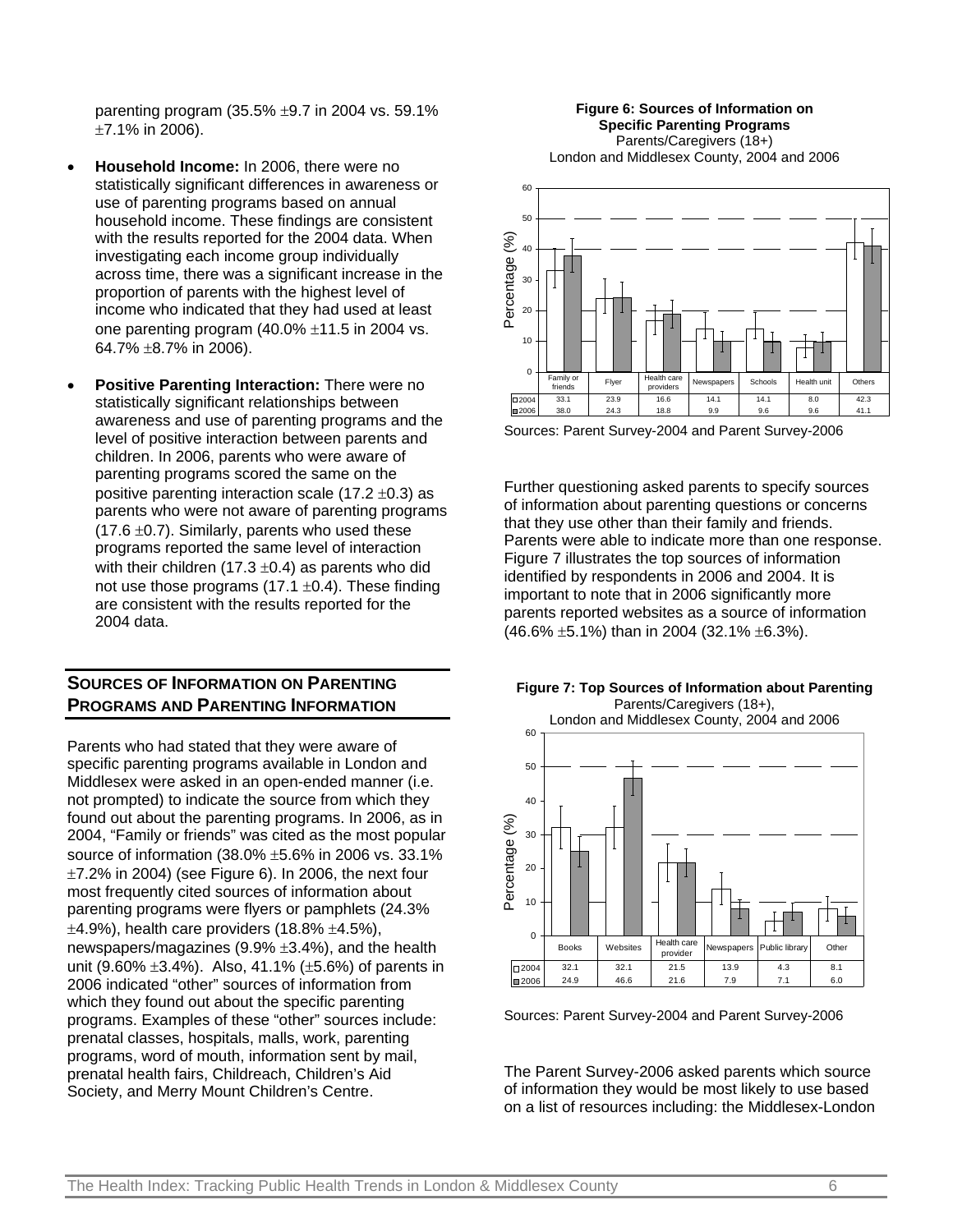parenting program (35.5% ±9.7 in 2004 vs. 59.1% ±7.1% in 2006).

- **Household Income:** In 2006, there were no statistically significant differences in awareness or use of parenting programs based on annual household income. These findings are consistent with the results reported for the 2004 data. When investigating each income group individually across time, there was a significant increase in the proportion of parents with the highest level of income who indicated that they had used at least one parenting program (40.0% ±11.5 in 2004 vs. 64.7% ±8.7% in 2006).

- **Positive Parenting Interaction:** There were no statistically significant relationships between awareness and use of parenting programs and the level of positive interaction between parents and children. In 2006, parents who were aware of parenting programs scored the same on the positive parenting interaction scale (17.2 ±0.3) as parents who were not aware of parenting programs (17.6 ±0.7). Similarly, parents who used these programs reported the same level of interaction with their children (17.3 ±0.4) as parents who did not use those programs (17.1 ±0.4). These finding are consistent with the results reported for the 2004 data.

## SOURCES OF INFORMATION ON PARENTING PROGRAMS AND PARENTING INFORMATION

Parents who had stated that they were aware of specific parenting programs available in London and Middlesex were asked in an open-ended manner (i.e. not prompted) to indicate the source from which they found out about the parenting programs. In 2006, as in 2004, "Family or friends" was cited as the most popular source of information (38.0% ±5.6% in 2006 vs. 33.1% ±7.2% in 2004) (see Figure 6). In 2006, the next four most frequently cited sources of information about parenting programs were flyers or pamphlets (24.3% ±4.9%), health care providers (18.8% ±4.5%), newspapers/magazines (9.9% ±3.4%), and the health unit (9.60% ±3.4%). Also, 41.1% (±5.6%) of parents in 2006 indicated "other" sources of information from which they found out about the specific parenting programs. Examples of these "other" sources include: prenatal classes, hospitals, malls, work, parenting programs, word of mouth, information sent by mail, prenatal health fairs, Childreach, Children's Aid Society, and Merry Mount Children's Centre.

**Figure 6: Sources of Information on Specific Parenting Programs**
Parents/Caregivers (18+)
London and Middlesex County, 2004 and 2006

| | Family or friends | Flyer | Health care providers | Newspapers | Schools | Health unit | Others |
|---|---|---|---|---|---|---|---|
| 2004 | 33.1 | 23.9 | 16.6 | 14.1 | 14.1 | 8.0 | 42.3 |
| 2006 | 38.0 | 24.3 | 18.8 | 9.9 | 9.6 | 9.6 | 41.1 |

Sources: Parent Survey-2004 and Parent Survey-2006

Further questioning asked parents to specify sources of information about parenting questions or concerns that they use other than their family and friends. Parents were able to indicate more than one response. Figure 7 illustrates the top sources of information identified by respondents in 2006 and 2004. It is important to note that in 2006 significantly more parents reported websites as a source of information (46.6% ±5.1%) than in 2004 (32.1% ±6.3%).

**Figure 7: Top Sources of Information about Parenting**
Parents/Caregivers (18+),
London and Middlesex County, 2004 and 2006

| | Books | Websites | Health care provider | Newspapers | Public library | Other |
|---|---|---|---|---|---|---|
| 2004 | 32.1 | 32.1 | 21.5 | 13.9 | 4.3 | 8.1 |
| 2006 | 24.9 | 46.6 | 21.6 | 7.9 | 7.1 | 6.0 |

Sources: Parent Survey-2004 and Parent Survey-2006

The Parent Survey-2006 asked parents which source of information they would be most likely to use based on a list of resources including: the Middlesex-London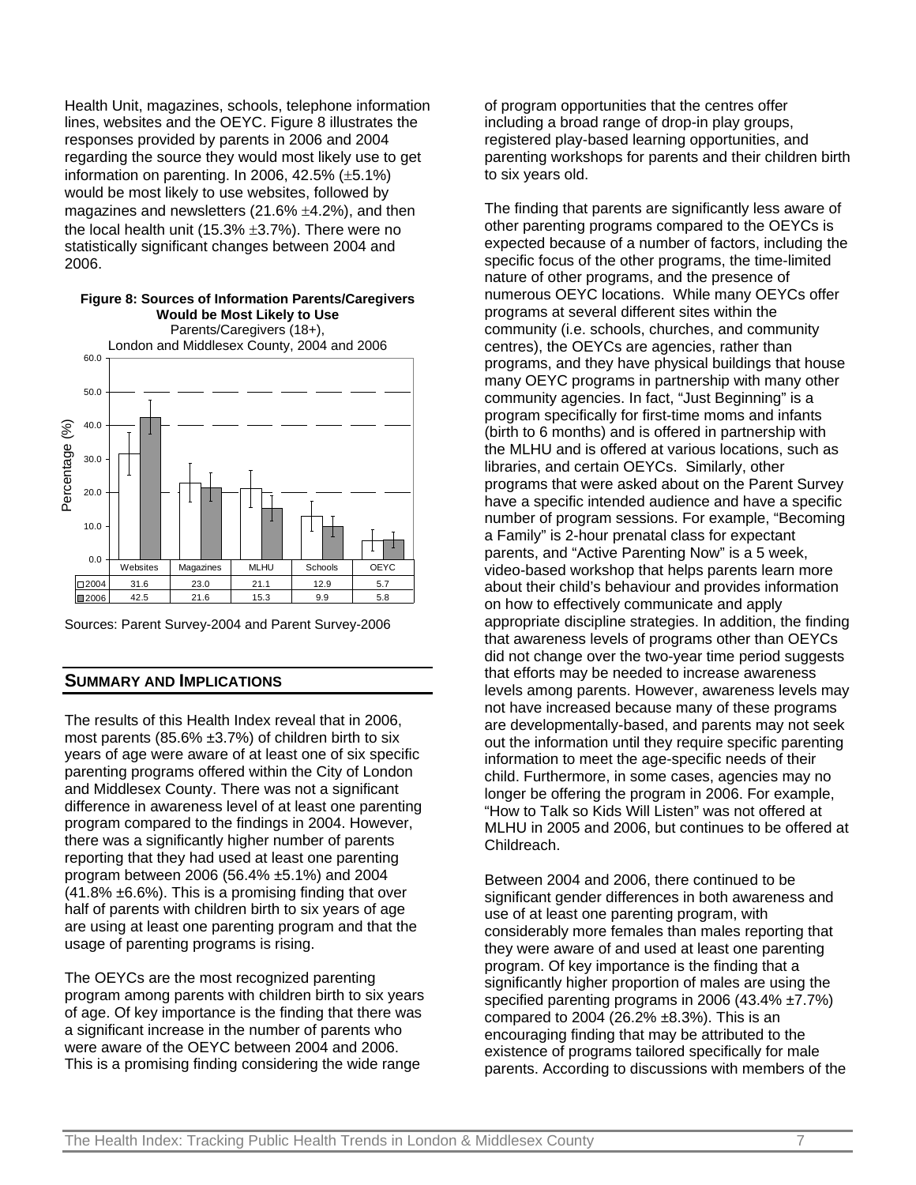Health Unit, magazines, schools, telephone information lines, websites and the OEYC. Figure 8 illustrates the responses provided by parents in 2006 and 2004 regarding the source they would most likely use to get information on parenting. In 2006, 42.5% (±5.1%) would be most likely to use websites, followed by magazines and newsletters (21.6% ±4.2%), and then the local health unit (15.3% ±3.7%). There were no statistically significant changes between 2004 and 2006.

**Figure 8: Sources of Information Parents/Caregivers Would be Most Likely to Use**
Parents/Caregivers (18+),
London and Middlesex County, 2004 and 2006

| | Websites | Magazines | MLHU | Schools | OEYC |
|---|---|---|---|---|---|
| 2004 | 31.6 | 23.0 | 21.1 | 12.9 | 5.7 |
| 2006 | 42.5 | 21.6 | 15.3 | 9.9 | 5.8 |

Sources: Parent Survey-2004 and Parent Survey-2006

## SUMMARY AND IMPLICATIONS

The results of this Health Index reveal that in 2006, most parents (85.6% ±3.7%) of children birth to six years of age were aware of at least one of six specific parenting programs offered within the City of London and Middlesex County. There was not a significant difference in awareness level of at least one parenting program compared to the findings in 2004. However, there was a significantly higher number of parents reporting that they had used at least one parenting program between 2006 (56.4% ±5.1%) and 2004 (41.8% ±6.6%). This is a promising finding that over half of parents with children birth to six years of age are using at least one parenting program and that the usage of parenting programs is rising.

The OEYCs are the most recognized parenting program among parents with children birth to six years of age. Of key importance is the finding that there was a significant increase in the number of parents who were aware of the OEYC between 2004 and 2006. This is a promising finding considering the wide range of program opportunities that the centres offer including a broad range of drop-in play groups, registered play-based learning opportunities, and parenting workshops for parents and their children birth to six years old.

The finding that parents are significantly less aware of other parenting programs compared to the OEYCs is expected because of a number of factors, including the specific focus of the other programs, the time-limited nature of other programs, and the presence of numerous OEYC locations. While many OEYCs offer programs at several different sites within the community (i.e. schools, churches, and community centres), the OEYCs are agencies, rather than programs, and they have physical buildings that house many OEYC programs in partnership with many other community agencies. In fact, "Just Beginning" is a program specifically for first-time moms and infants (birth to 6 months) and is offered in partnership with the MLHU and is offered at various locations, such as libraries, and certain OEYCs. Similarly, other programs that were asked about on the Parent Survey have a specific intended audience and have a specific number of program sessions. For example, "Becoming a Family" is 2-hour prenatal class for expectant parents, and "Active Parenting Now" is a 5 week, video-based workshop that helps parents learn more about their child's behaviour and provides information on how to effectively communicate and apply appropriate discipline strategies. In addition, the finding that awareness levels of programs other than OEYCs did not change over the two-year time period suggests that efforts may be needed to increase awareness levels among parents. However, awareness levels may not have increased because many of these programs are developmentally-based, and parents may not seek out the information until they require specific parenting information to meet the age-specific needs of their child. Furthermore, in some cases, agencies may no longer be offering the program in 2006. For example, "How to Talk so Kids Will Listen" was not offered at MLHU in 2005 and 2006, but continues to be offered at Childreach.

Between 2004 and 2006, there continued to be significant gender differences in both awareness and use of at least one parenting program, with considerably more females than males reporting that they were aware of and used at least one parenting program. Of key importance is the finding that a significantly higher proportion of males are using the specified parenting programs in 2006 (43.4% ±7.7%) compared to 2004 (26.2% ±8.3%). This is an encouraging finding that may be attributed to the existence of programs tailored specifically for male parents. According to discussions with members of the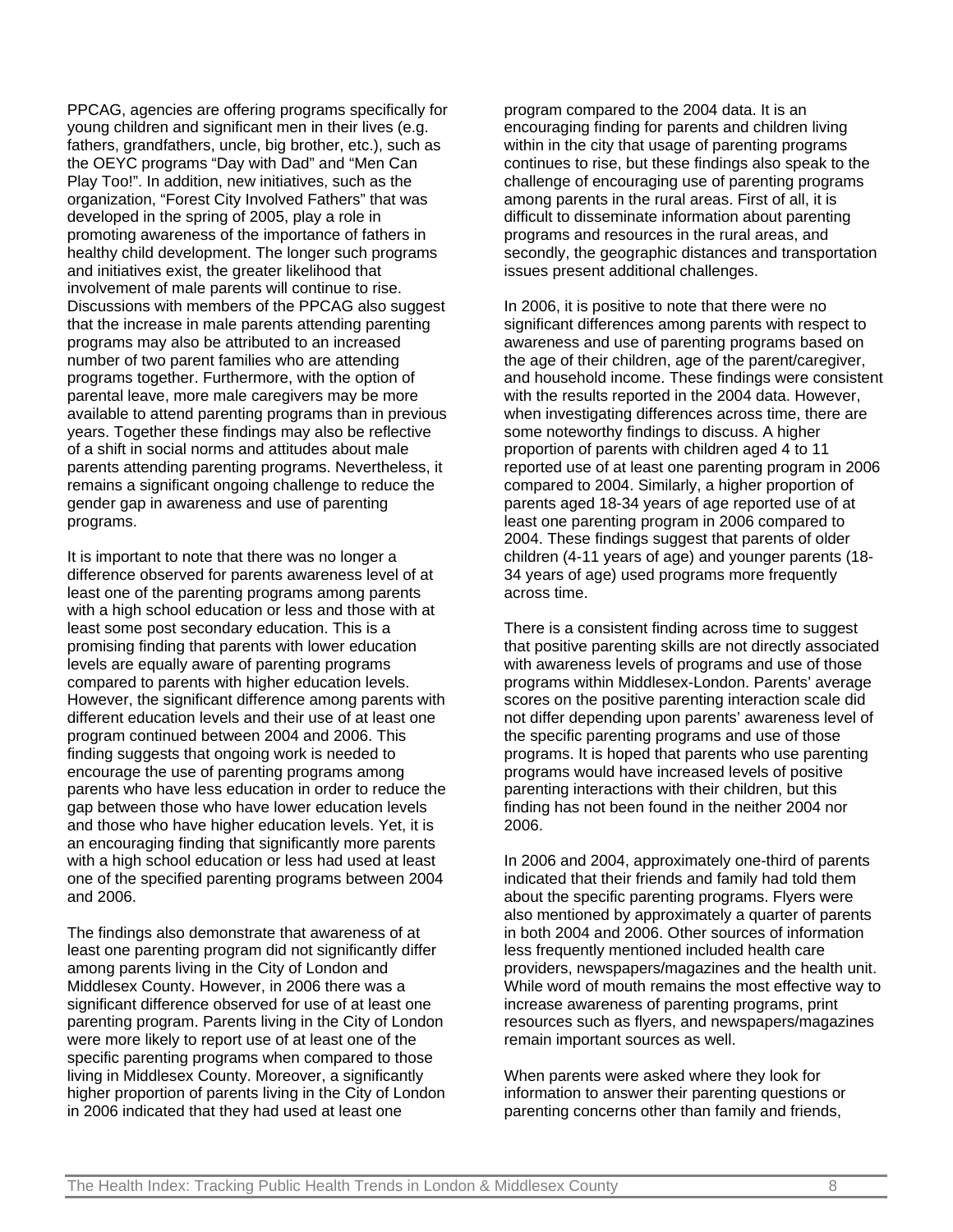PPCAG, agencies are offering programs specifically for young children and significant men in their lives (e.g. fathers, grandfathers, uncle, big brother, etc.), such as the OEYC programs "Day with Dad" and "Men Can Play Too!". In addition, new initiatives, such as the organization, "Forest City Involved Fathers" that was developed in the spring of 2005, play a role in promoting awareness of the importance of fathers in healthy child development. The longer such programs and initiatives exist, the greater likelihood that involvement of male parents will continue to rise. Discussions with members of the PPCAG also suggest that the increase in male parents attending parenting programs may also be attributed to an increased number of two parent families who are attending programs together. Furthermore, with the option of parental leave, more male caregivers may be more available to attend parenting programs than in previous years. Together these findings may also be reflective of a shift in social norms and attitudes about male parents attending parenting programs. Nevertheless, it remains a significant ongoing challenge to reduce the gender gap in awareness and use of parenting programs.

It is important to note that there was no longer a difference observed for parents awareness level of at least one of the parenting programs among parents with a high school education or less and those with at least some post secondary education. This is a promising finding that parents with lower education levels are equally aware of parenting programs compared to parents with higher education levels. However, the significant difference among parents with different education levels and their use of at least one program continued between 2004 and 2006. This finding suggests that ongoing work is needed to encourage the use of parenting programs among parents who have less education in order to reduce the gap between those who have lower education levels and those who have higher education levels. Yet, it is an encouraging finding that significantly more parents with a high school education or less had used at least one of the specified parenting programs between 2004 and 2006.

The findings also demonstrate that awareness of at least one parenting program did not significantly differ among parents living in the City of London and Middlesex County. However, in 2006 there was a significant difference observed for use of at least one parenting program. Parents living in the City of London were more likely to report use of at least one of the specific parenting programs when compared to those living in Middlesex County. Moreover, a significantly higher proportion of parents living in the City of London in 2006 indicated that they had used at least one program compared to the 2004 data. It is an encouraging finding for parents and children living within in the city that usage of parenting programs continues to rise, but these findings also speak to the challenge of encouraging use of parenting programs among parents in the rural areas. First of all, it is difficult to disseminate information about parenting programs and resources in the rural areas, and secondly, the geographic distances and transportation issues present additional challenges.

In 2006, it is positive to note that there were no significant differences among parents with respect to awareness and use of parenting programs based on the age of their children, age of the parent/caregiver, and household income. These findings were consistent with the results reported in the 2004 data. However, when investigating differences across time, there are some noteworthy findings to discuss. A higher proportion of parents with children aged 4 to 11 reported use of at least one parenting program in 2006 compared to 2004. Similarly, a higher proportion of parents aged 18-34 years of age reported use of at least one parenting program in 2006 compared to 2004. These findings suggest that parents of older children (4-11 years of age) and younger parents (18-34 years of age) used programs more frequently across time.

There is a consistent finding across time to suggest that positive parenting skills are not directly associated with awareness levels of programs and use of those programs within Middlesex-London. Parents' average scores on the positive parenting interaction scale did not differ depending upon parents' awareness level of the specific parenting programs and use of those programs. It is hoped that parents who use parenting programs would have increased levels of positive parenting interactions with their children, but this finding has not been found in the neither 2004 nor 2006.

In 2006 and 2004, approximately one-third of parents indicated that their friends and family had told them about the specific parenting programs. Flyers were also mentioned by approximately a quarter of parents in both 2004 and 2006. Other sources of information less frequently mentioned included health care providers, newspapers/magazines and the health unit. While word of mouth remains the most effective way to increase awareness of parenting programs, print resources such as flyers, and newspapers/magazines remain important sources as well.

When parents were asked where they look for information to answer their parenting questions or parenting concerns other than family and friends,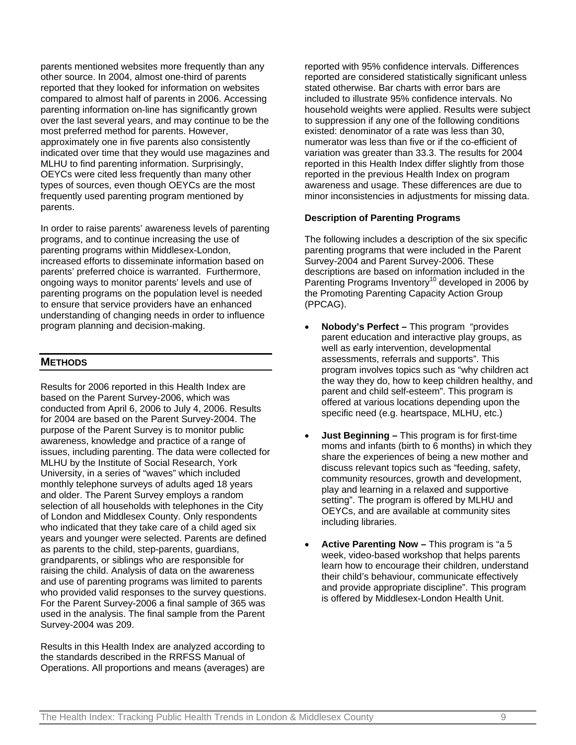parents mentioned websites more frequently than any other source. In 2004, almost one-third of parents reported that they looked for information on websites compared to almost half of parents in 2006. Accessing parenting information on-line has significantly grown over the last several years, and may continue to be the most preferred method for parents. However, approximately one in five parents also consistently indicated over time that they would use magazines and MLHU to find parenting information. Surprisingly, OEYCs were cited less frequently than many other types of sources, even though OEYCs are the most frequently used parenting program mentioned by parents.

In order to raise parents' awareness levels of parenting programs, and to continue increasing the use of parenting programs within Middlesex-London, increased efforts to disseminate information based on parents' preferred choice is warranted. Furthermore, ongoing ways to monitor parents' levels and use of parenting programs on the population level is needed to ensure that service providers have an enhanced understanding of changing needs in order to influence program planning and decision-making.

## METHODS

Results for 2006 reported in this Health Index are based on the Parent Survey-2006, which was conducted from April 6, 2006 to July 4, 2006. Results for 2004 are based on the Parent Survey-2004. The purpose of the Parent Survey is to monitor public awareness, knowledge and practice of a range of issues, including parenting. The data were collected for MLHU by the Institute of Social Research, York University, in a series of "waves" which included monthly telephone surveys of adults aged 18 years and older. The Parent Survey employs a random selection of all households with telephones in the City of London and Middlesex County. Only respondents who indicated that they take care of a child aged six years and younger were selected. Parents are defined as parents to the child, step-parents, guardians, grandparents, or siblings who are responsible for raising the child. Analysis of data on the awareness and use of parenting programs was limited to parents who provided valid responses to the survey questions. For the Parent Survey-2006 a final sample of 365 was used in the analysis. The final sample from the Parent Survey-2004 was 209.

Results in this Health Index are analyzed according to the standards described in the RRFSS Manual of Operations. All proportions and means (averages) are reported with 95% confidence intervals. Differences reported are considered statistically significant unless stated otherwise. Bar charts with error bars are included to illustrate 95% confidence intervals. No household weights were applied. Results were subject to suppression if any one of the following conditions existed: denominator of a rate was less than 30, numerator was less than five or if the co-efficient of variation was greater than 33.3. The results for 2004 reported in this Health Index differ slightly from those reported in the previous Health Index on program awareness and usage. These differences are due to minor inconsistencies in adjustments for missing data.

### Description of Parenting Programs

The following includes a description of the six specific parenting programs that were included in the Parent Survey-2004 and Parent Survey-2006. These descriptions are based on information included in the Parenting Programs Inventory[10] developed in 2006 by the Promoting Parenting Capacity Action Group (PPCAG).

- **Nobody's Perfect –** This program "provides parent education and interactive play groups, as well as early intervention, developmental assessments, referrals and supports". This program involves topics such as "why children act the way they do, how to keep children healthy, and parent and child self-esteem". This program is offered at various locations depending upon the specific need (e.g. heartspace, MLHU, etc.)

- **Just Beginning –** This program is for first-time moms and infants (birth to 6 months) in which they share the experiences of being a new mother and discuss relevant topics such as "feeding, safety, community resources, growth and development, play and learning in a relaxed and supportive setting". The program is offered by MLHU and OEYCs, and are available at community sites including libraries.

- **Active Parenting Now –** This program is "a 5 week, video-based workshop that helps parents learn how to encourage their children, understand their child's behaviour, communicate effectively and provide appropriate discipline". This program is offered by Middlesex-London Health Unit.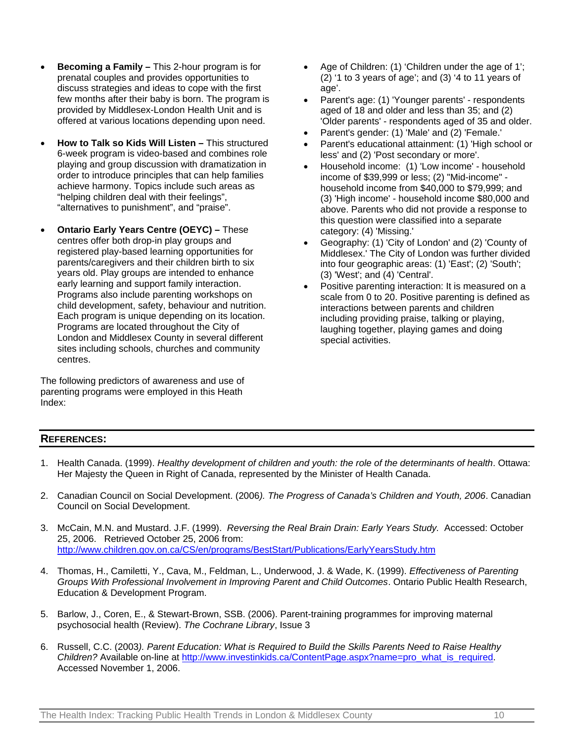- **Becoming a Family –** This 2-hour program is for prenatal couples and provides opportunities to discuss strategies and ideas to cope with the first few months after their baby is born. The program is provided by Middlesex-London Health Unit and is offered at various locations depending upon need.

- **How to Talk so Kids Will Listen –** This structured 6-week program is video-based and combines role playing and group discussion with dramatization in order to introduce principles that can help families achieve harmony. Topics include such areas as "helping children deal with their feelings", "alternatives to punishment", and "praise".

- **Ontario Early Years Centre (OEYC) –** These centres offer both drop-in play groups and registered play-based learning opportunities for parents/caregivers and their children birth to six years old. Play groups are intended to enhance early learning and support family interaction. Programs also include parenting workshops on child development, safety, behaviour and nutrition. Each program is unique depending on its location. Programs are located throughout the City of London and Middlesex County in several different sites including schools, churches and community centres.

The following predictors of awareness and use of parenting programs were employed in this Heath Index:

- Age of Children: (1) 'Children under the age of 1'; (2) '1 to 3 years of age'; and (3) '4 to 11 years of age'.
- Parent's age: (1) 'Younger parents' - respondents aged of 18 and older and less than 35; and (2) 'Older parents' - respondents aged of 35 and older.
- Parent's gender: (1) 'Male' and (2) 'Female.'
- Parent's educational attainment: (1) 'High school or less' and (2) 'Post secondary or more'.
- Household income: (1) 'Low income' - household income of $39,999 or less; (2) "Mid-income" - household income from $40,000 to $79,999; and (3) 'High income' - household income $80,000 and above. Parents who did not provide a response to this question were classified into a separate category: (4) 'Missing.'
- Geography: (1) 'City of London' and (2) 'County of Middlesex.' The City of London was further divided into four geographic areas: (1) 'East'; (2) 'South'; (3) 'West'; and (4) 'Central'.
- Positive parenting interaction: It is measured on a scale from 0 to 20. Positive parenting is defined as interactions between parents and children including providing praise, talking or playing, laughing together, playing games and doing special activities.

## References:

1. Health Canada. (1999). *Healthy development of children and youth: the role of the determinants of health*. Ottawa: Her Majesty the Queen in Right of Canada, represented by the Minister of Health Canada.

2. Canadian Council on Social Development. (2006*). The Progress of Canada's Children and Youth, 2006*. Canadian Council on Social Development.

3. McCain, M.N. and Mustard. J.F. (1999). *Reversing the Real Brain Drain: Early Years Study.* Accessed: October 25, 2006. Retrieved October 25, 2006 from: http://www.children.gov.on.ca/CS/en/programs/BestStart/Publications/EarlyYearsStudy.htm

4. Thomas, H., Camiletti, Y., Cava, M., Feldman, L., Underwood, J. & Wade, K. (1999). *Effectiveness of Parenting Groups With Professional Involvement in Improving Parent and Child Outcomes*. Ontario Public Health Research, Education & Development Program.

5. Barlow, J., Coren, E., & Stewart-Brown, SSB. (2006). Parent-training programmes for improving maternal psychosocial health (Review). *The Cochrane Library*, Issue 3

6. Russell, C.C. (2003*). Parent Education: What is Required to Build the Skills Parents Need to Raise Healthy Children?* Available on-line at http://www.investinkids.ca/ContentPage.aspx?name=pro_what_is_required. Accessed November 1, 2006.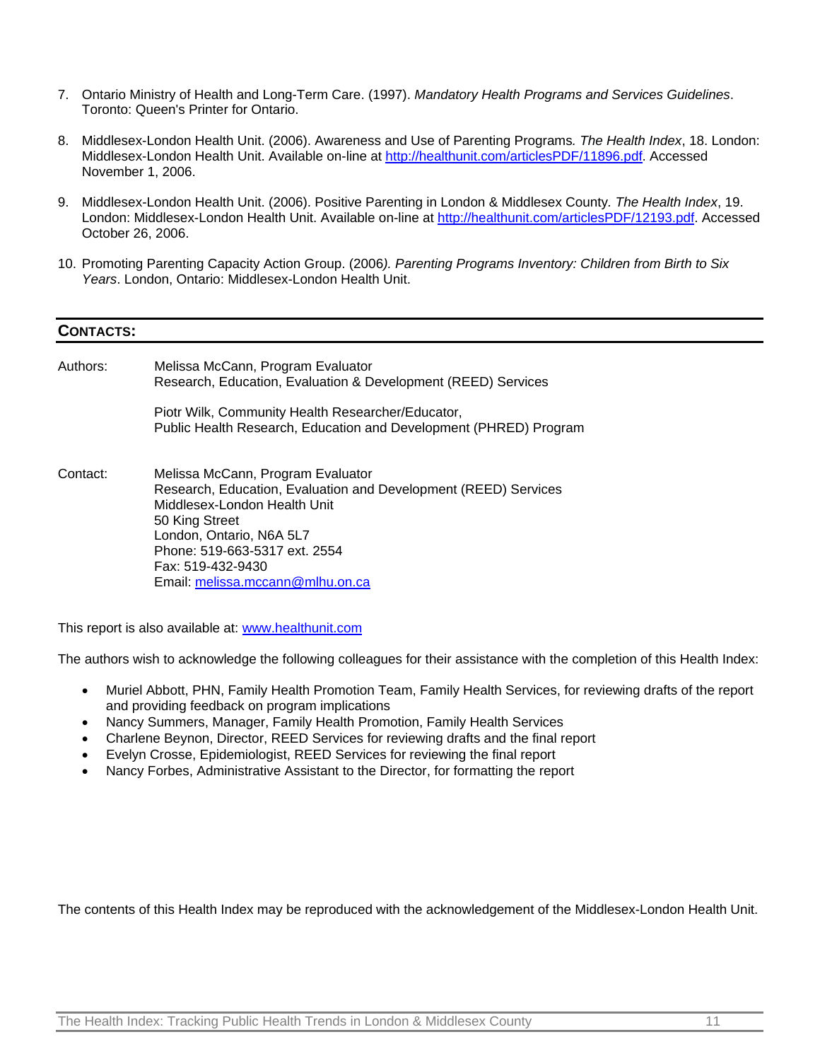7. Ontario Ministry of Health and Long-Term Care. (1997). *Mandatory Health Programs and Services Guidelines*. Toronto: Queen's Printer for Ontario.

8. Middlesex-London Health Unit. (2006). Awareness and Use of Parenting Programs*. The Health Index*, 18. London: Middlesex-London Health Unit. Available on-line at http://healthunit.com/articlesPDF/11896.pdf. Accessed November 1, 2006.

9. Middlesex-London Health Unit. (2006). Positive Parenting in London & Middlesex County*. The Health Index*, 19. London: Middlesex-London Health Unit. Available on-line at http://healthunit.com/articlesPDF/12193.pdf. Accessed October 26, 2006.

10. Promoting Parenting Capacity Action Group. (2006*). Parenting Programs Inventory: Children from Birth to Six Years*. London, Ontario: Middlesex-London Health Unit.

## CONTACTS:

Authors: Melissa McCann, Program Evaluator
Research, Education, Evaluation & Development (REED) Services

Piotr Wilk, Community Health Researcher/Educator,
Public Health Research, Education and Development (PHRED) Program

Contact: Melissa McCann, Program Evaluator
Research, Education, Evaluation and Development (REED) Services
Middlesex-London Health Unit
50 King Street
London, Ontario, N6A 5L7
Phone: 519-663-5317 ext. 2554
Fax: 519-432-9430
Email: melissa.mccann@mlhu.on.ca

This report is also available at: www.healthunit.com

The authors wish to acknowledge the following colleagues for their assistance with the completion of this Health Index:

- Muriel Abbott, PHN, Family Health Promotion Team, Family Health Services, for reviewing drafts of the report and providing feedback on program implications
- Nancy Summers, Manager, Family Health Promotion, Family Health Services
- Charlene Beynon, Director, REED Services for reviewing drafts and the final report
- Evelyn Crosse, Epidemiologist, REED Services for reviewing the final report
- Nancy Forbes, Administrative Assistant to the Director, for formatting the report

The contents of this Health Index may be reproduced with the acknowledgement of the Middlesex-London Health Unit.